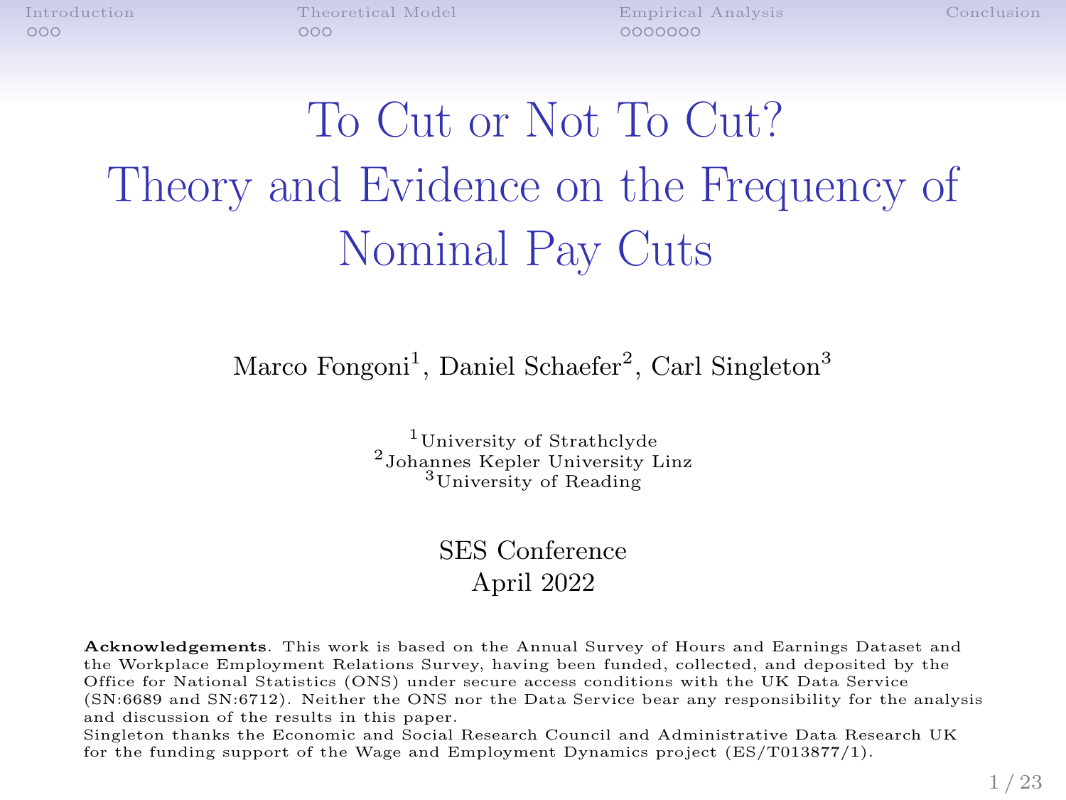# To Cut or Not To Cut? Theory and Evidence on the Frequency of Nominal Pay Cuts

Marco Fongoni[1], Daniel Schaefer[2], Carl Singleton[3]

[1]University of Strathclyde
[2]Johannes Kepler University Linz
[3]University of Reading

SES Conference
April 2022

**Acknowledgements**. This work is based on the Annual Survey of Hours and Earnings Dataset and the Workplace Employment Relations Survey, having been funded, collected, and deposited by the Office for National Statistics (ONS) under secure access conditions with the UK Data Service (SN:6689 and SN:6712). Neither the ONS nor the Data Service bear any responsibility for the analysis and discussion of the results in this paper.
Singleton thanks the Economic and Social Research Council and Administrative Data Research UK for the funding support of the Wage and Employment Dynamics project (ES/T013877/1).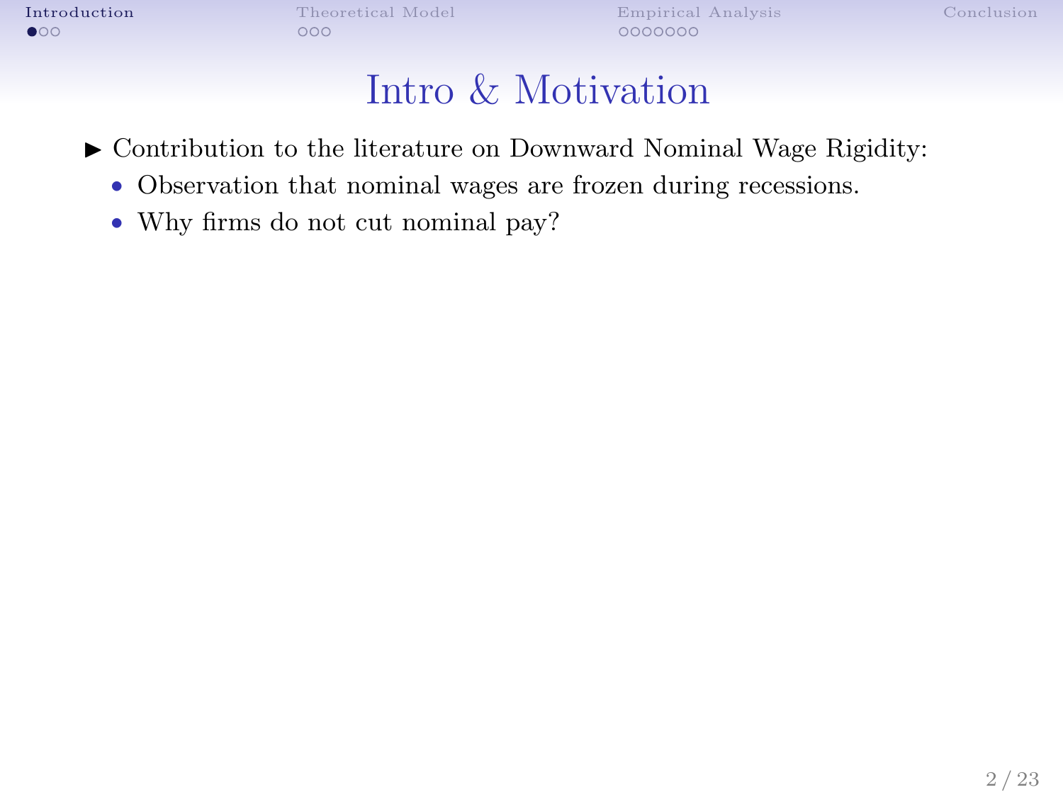# Intro & Motivation

- Contribution to the literature on Downward Nominal Wage Rigidity:
  - Observation that nominal wages are frozen during recessions.
  - Why firms do not cut nominal pay?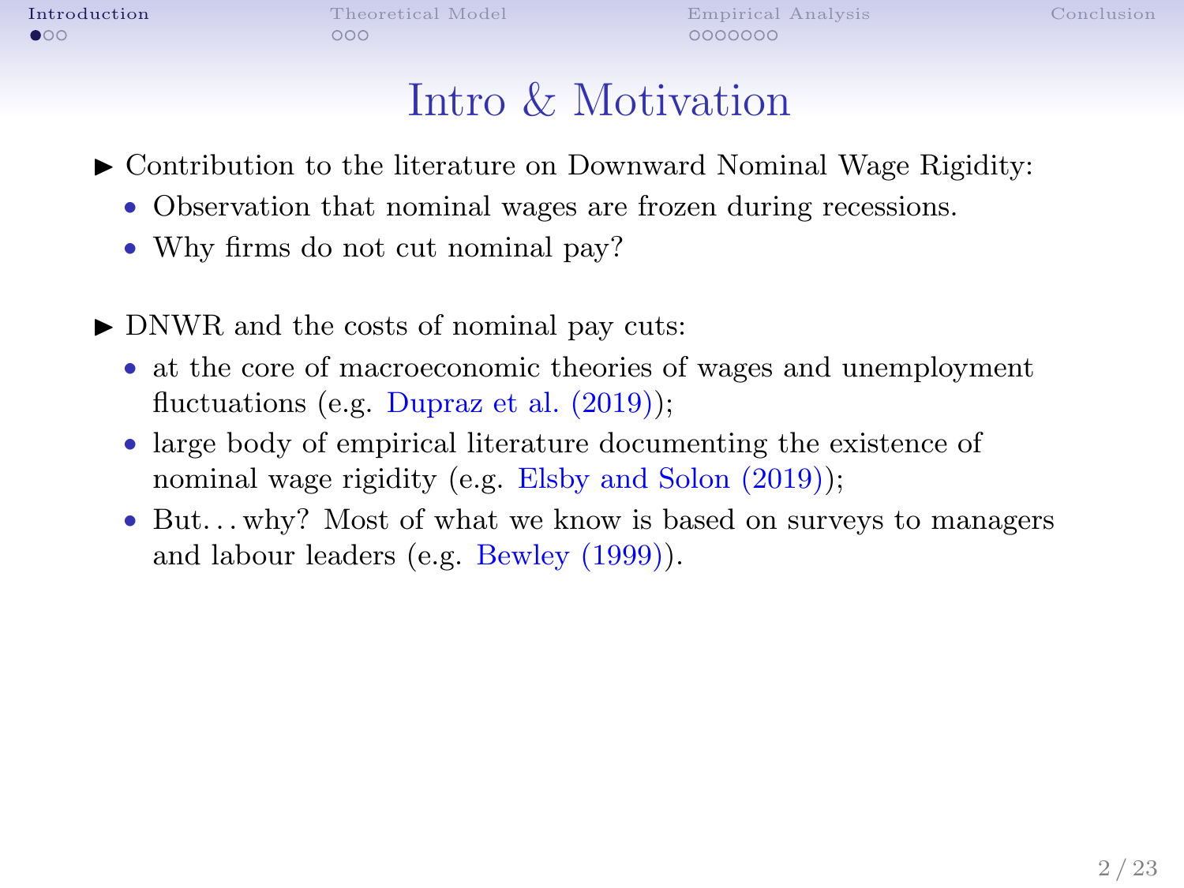# Intro & Motivation

- Contribution to the literature on Downward Nominal Wage Rigidity:
  - Observation that nominal wages are frozen during recessions.
  - Why firms do not cut nominal pay?

- DNWR and the costs of nominal pay cuts:
  - at the core of macroeconomic theories of wages and unemployment fluctuations (e.g. Dupraz et al. (2019));
  - large body of empirical literature documenting the existence of nominal wage rigidity (e.g. Elsby and Solon (2019));
  - But…why? Most of what we know is based on surveys to managers and labour leaders (e.g. Bewley (1999)).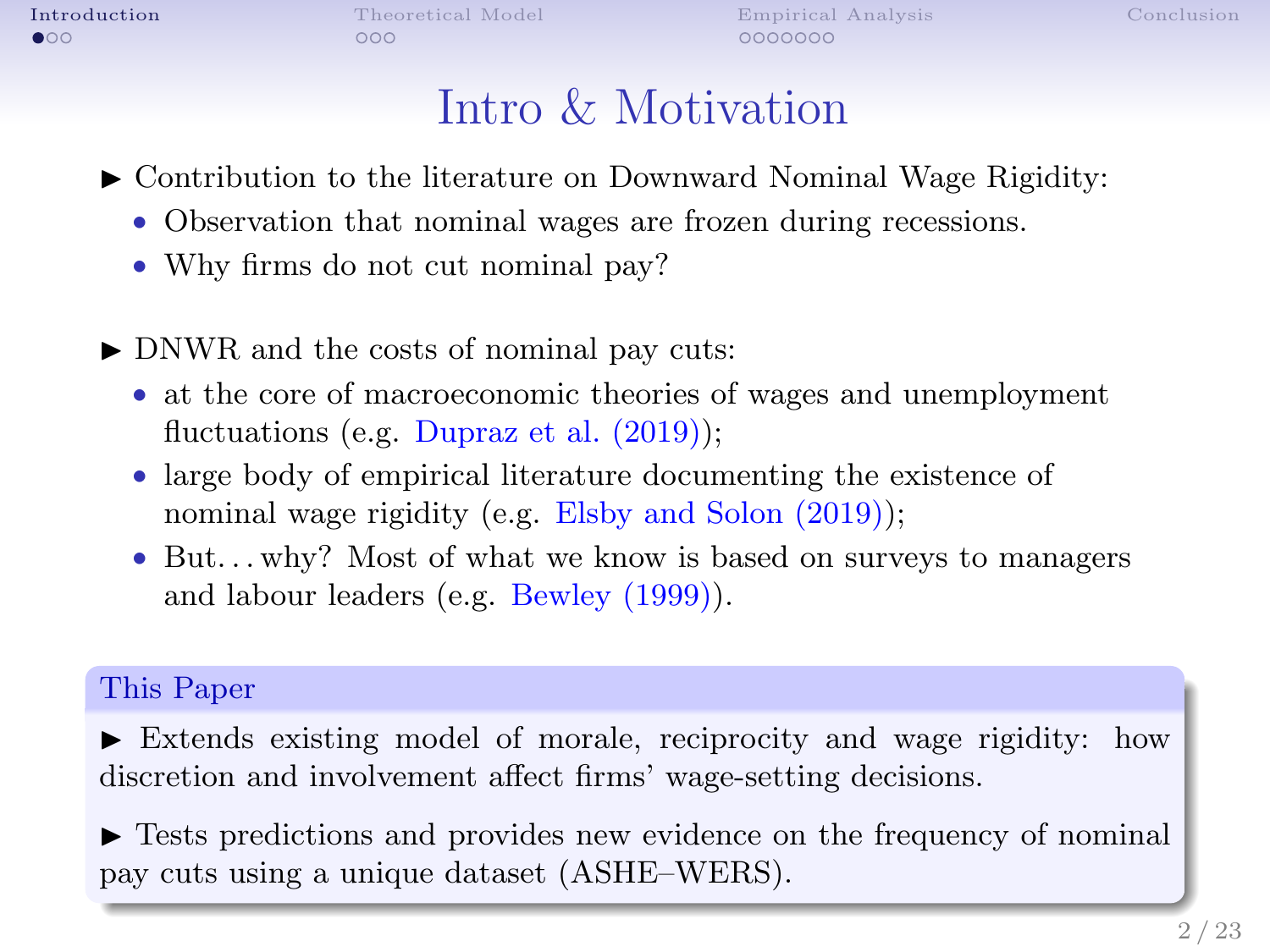# Intro & Motivation

- Contribution to the literature on Downward Nominal Wage Rigidity:
  - Observation that nominal wages are frozen during recessions.
  - Why firms do not cut nominal pay?

- DNWR and the costs of nominal pay cuts:
  - at the core of macroeconomic theories of wages and unemployment fluctuations (e.g. Dupraz et al. (2019));
  - large body of empirical literature documenting the existence of nominal wage rigidity (e.g. Elsby and Solon (2019));
  - But. . . why? Most of what we know is based on surveys to managers and labour leaders (e.g. Bewley (1999)).

**This Paper**

- Extends existing model of morale, reciprocity and wage rigidity: how discretion and involvement affect firms' wage-setting decisions.

- Tests predictions and provides new evidence on the frequency of nominal pay cuts using a unique dataset (ASHE–WERS).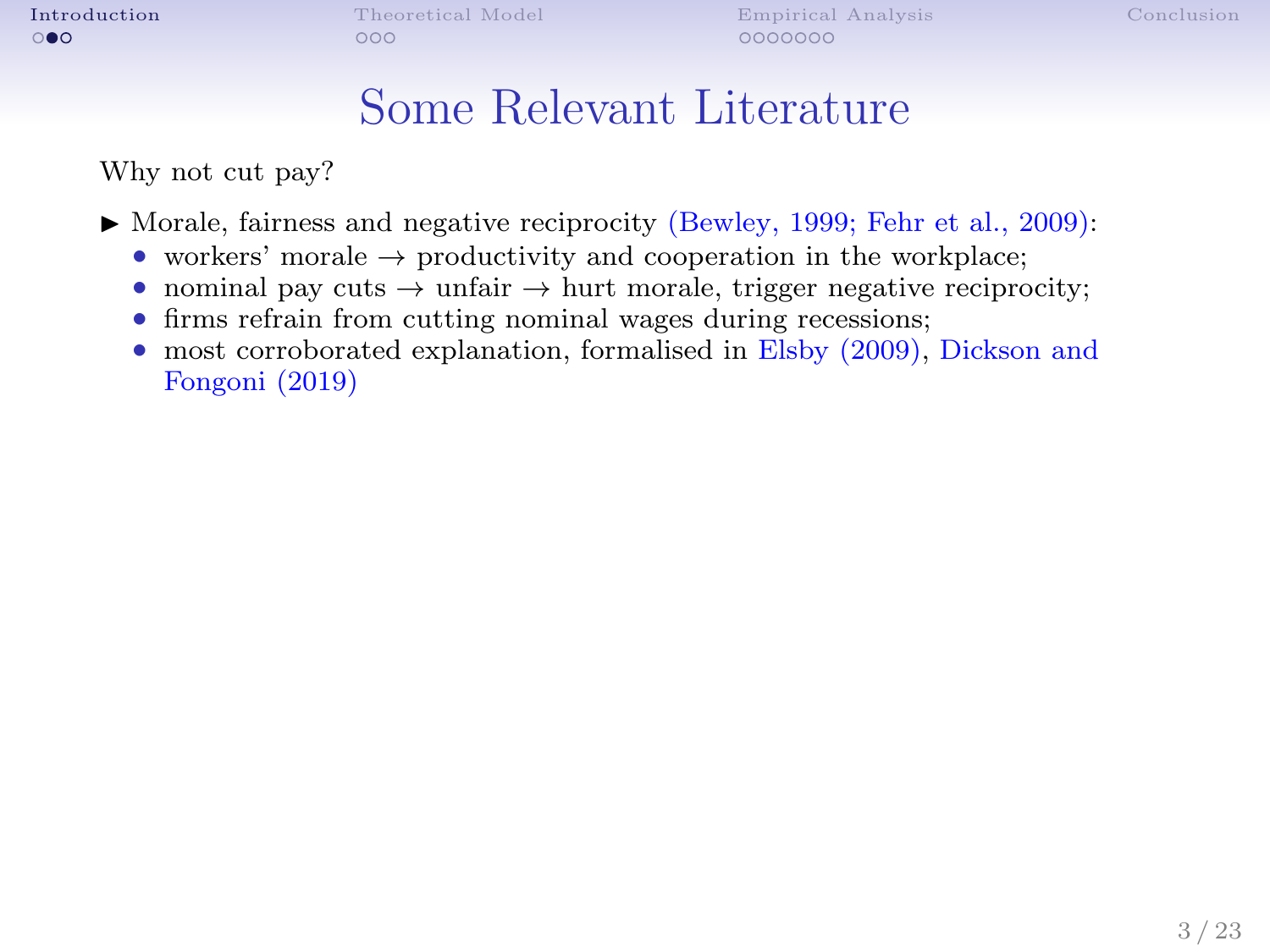# Some Relevant Literature

Why not cut pay?

- Morale, fairness and negative reciprocity (Bewley, 1999; Fehr et al., 2009):
  - workers' morale → productivity and cooperation in the workplace;
  - nominal pay cuts → unfair → hurt morale, trigger negative reciprocity;
  - firms refrain from cutting nominal wages during recessions;
  - most corroborated explanation, formalised in Elsby (2009), Dickson and Fongoni (2019)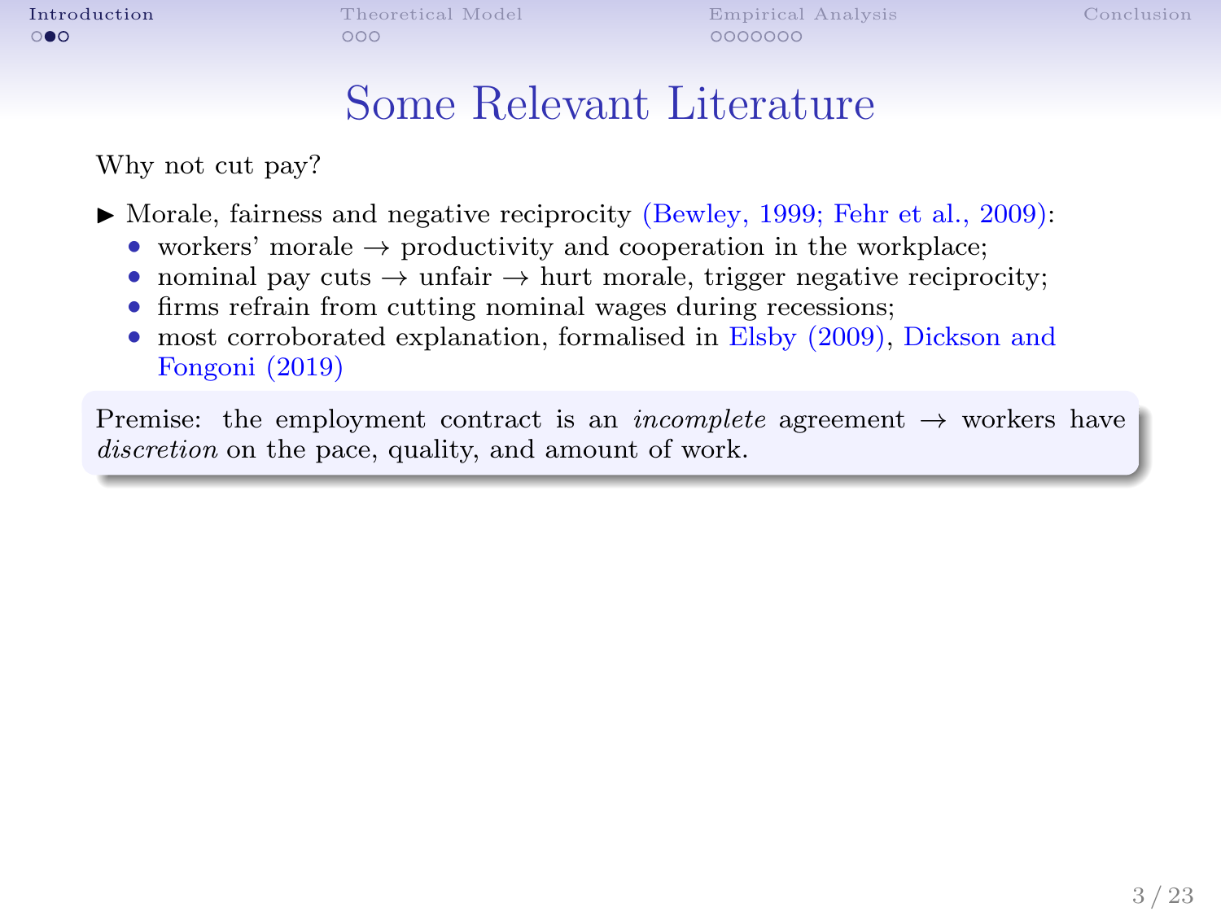# Some Relevant Literature

Why not cut pay?

- Morale, fairness and negative reciprocity (Bewley, 1999; Fehr et al., 2009):
  - workers' morale → productivity and cooperation in the workplace;
  - nominal pay cuts → unfair → hurt morale, trigger negative reciprocity;
  - firms refrain from cutting nominal wages during recessions;
  - most corroborated explanation, formalised in Elsby (2009), Dickson and Fongoni (2019)

Premise: the employment contract is an *incomplete* agreement → workers have *discretion* on the pace, quality, and amount of work.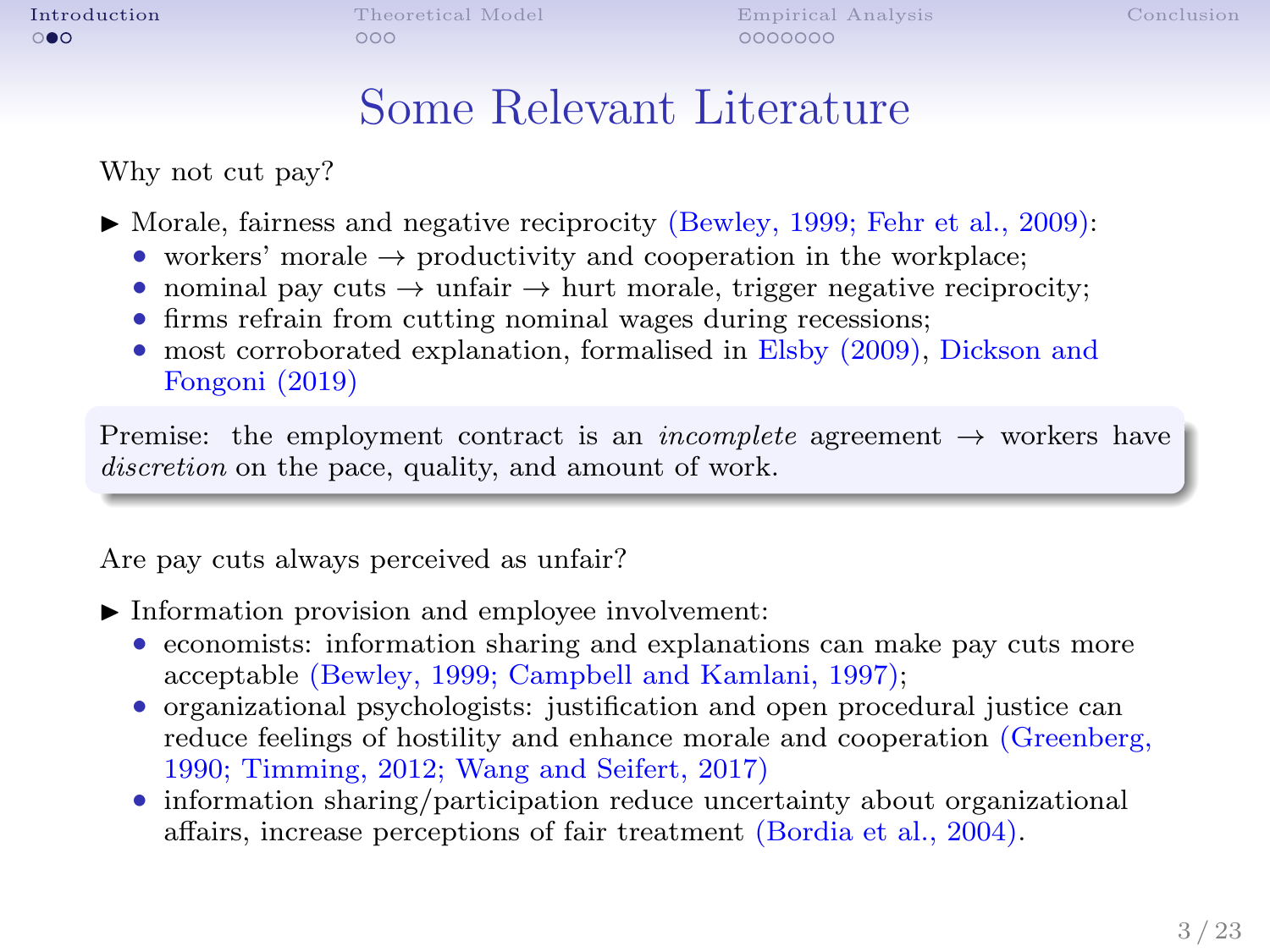# Some Relevant Literature

Why not cut pay?

- Morale, fairness and negative reciprocity (Bewley, 1999; Fehr et al., 2009):
  - workers' morale → productivity and cooperation in the workplace;
  - nominal pay cuts → unfair → hurt morale, trigger negative reciprocity;
  - firms refrain from cutting nominal wages during recessions;
  - most corroborated explanation, formalised in Elsby (2009), Dickson and Fongoni (2019)

Premise: the employment contract is an *incomplete* agreement → workers have *discretion* on the pace, quality, and amount of work.

Are pay cuts always perceived as unfair?

- Information provision and employee involvement:
  - economists: information sharing and explanations can make pay cuts more acceptable (Bewley, 1999; Campbell and Kamlani, 1997);
  - organizational psychologists: justification and open procedural justice can reduce feelings of hostility and enhance morale and cooperation (Greenberg, 1990; Timming, 2012; Wang and Seifert, 2017)
  - information sharing/participation reduce uncertainty about organizational affairs, increase perceptions of fair treatment (Bordia et al., 2004).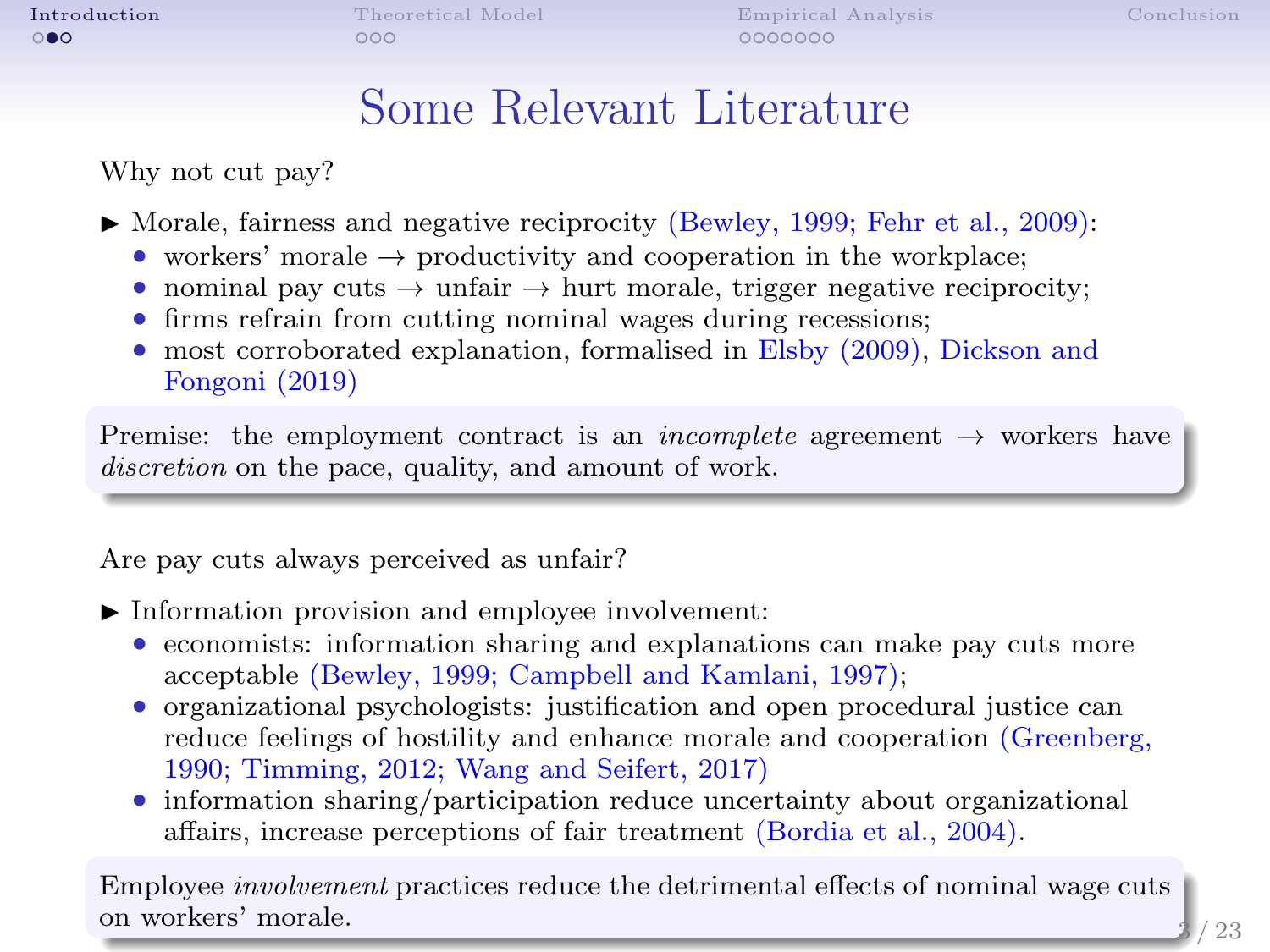# Some Relevant Literature

Why not cut pay?

- Morale, fairness and negative reciprocity (Bewley, 1999; Fehr et al., 2009):
  - workers' morale → productivity and cooperation in the workplace;
  - nominal pay cuts → unfair → hurt morale, trigger negative reciprocity;
  - firms refrain from cutting nominal wages during recessions;
  - most corroborated explanation, formalised in Elsby (2009), Dickson and Fongoni (2019)

Premise: the employment contract is an *incomplete* agreement → workers have *discretion* on the pace, quality, and amount of work.

Are pay cuts always perceived as unfair?

- Information provision and employee involvement:
  - economists: information sharing and explanations can make pay cuts more acceptable (Bewley, 1999; Campbell and Kamlani, 1997);
  - organizational psychologists: justification and open procedural justice can reduce feelings of hostility and enhance morale and cooperation (Greenberg, 1990; Timming, 2012; Wang and Seifert, 2017)
  - information sharing/participation reduce uncertainty about organizational affairs, increase perceptions of fair treatment (Bordia et al., 2004).

Employee *involvement* practices reduce the detrimental effects of nominal wage cuts on workers' morale.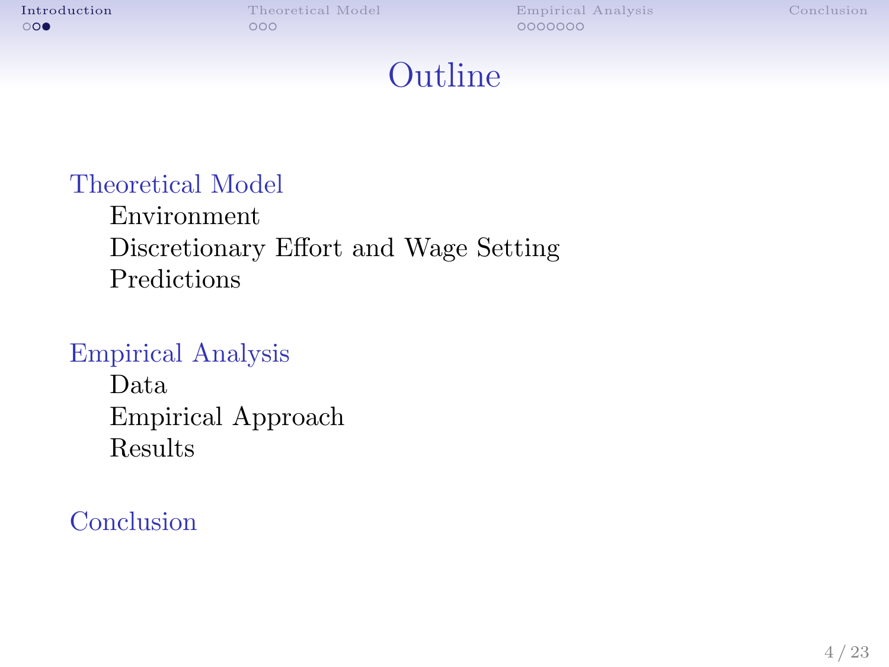# Outline

**Theoretical Model**

- Environment
- Discretionary Effort and Wage Setting
- Predictions

**Empirical Analysis**

- Data
- Empirical Approach
- Results

**Conclusion**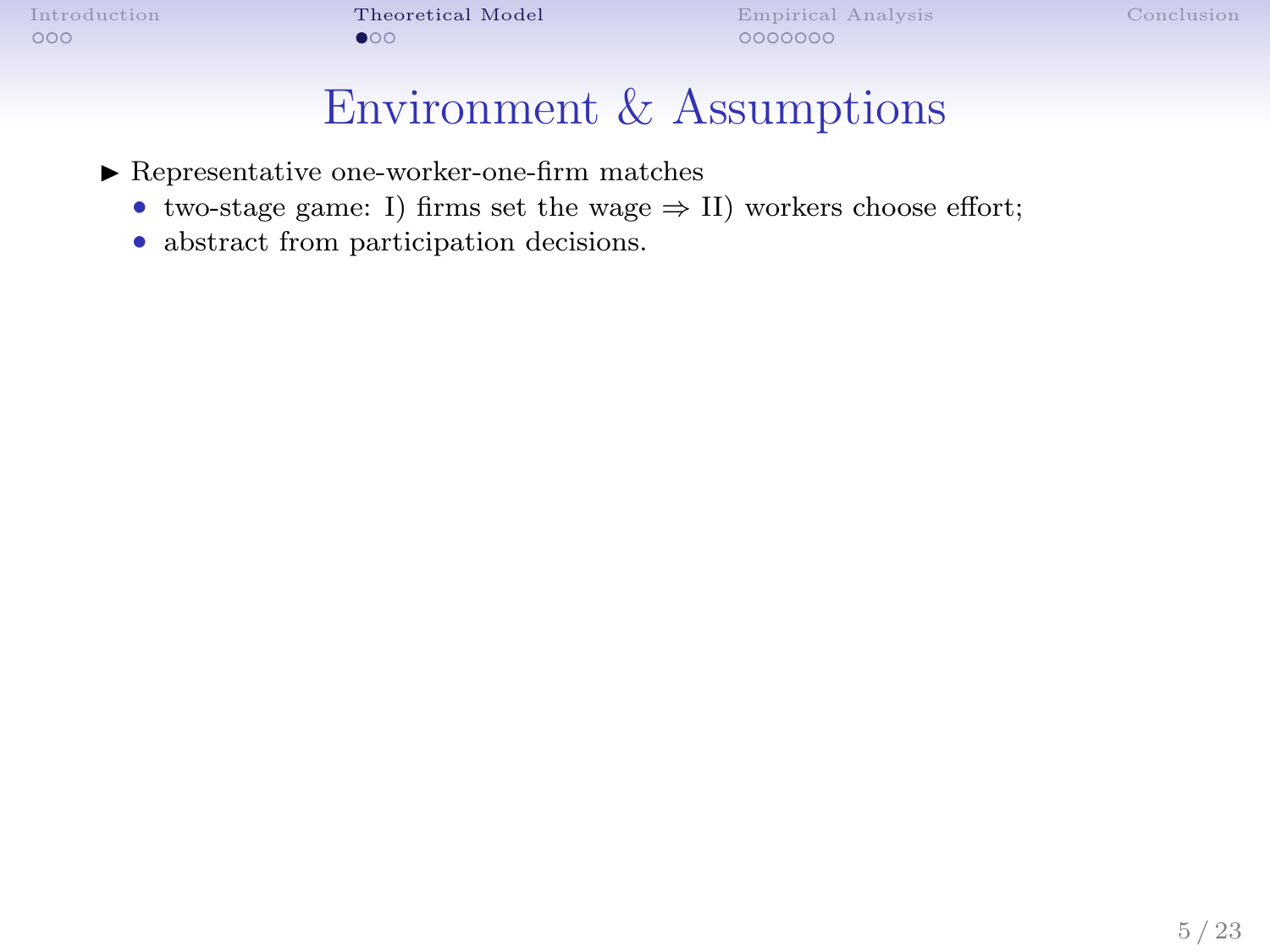# Environment & Assumptions

- Representative one-worker-one-firm matches
  - two-stage game: I) firms set the wage $\Rightarrow$ II) workers choose effort;
  - abstract from participation decisions.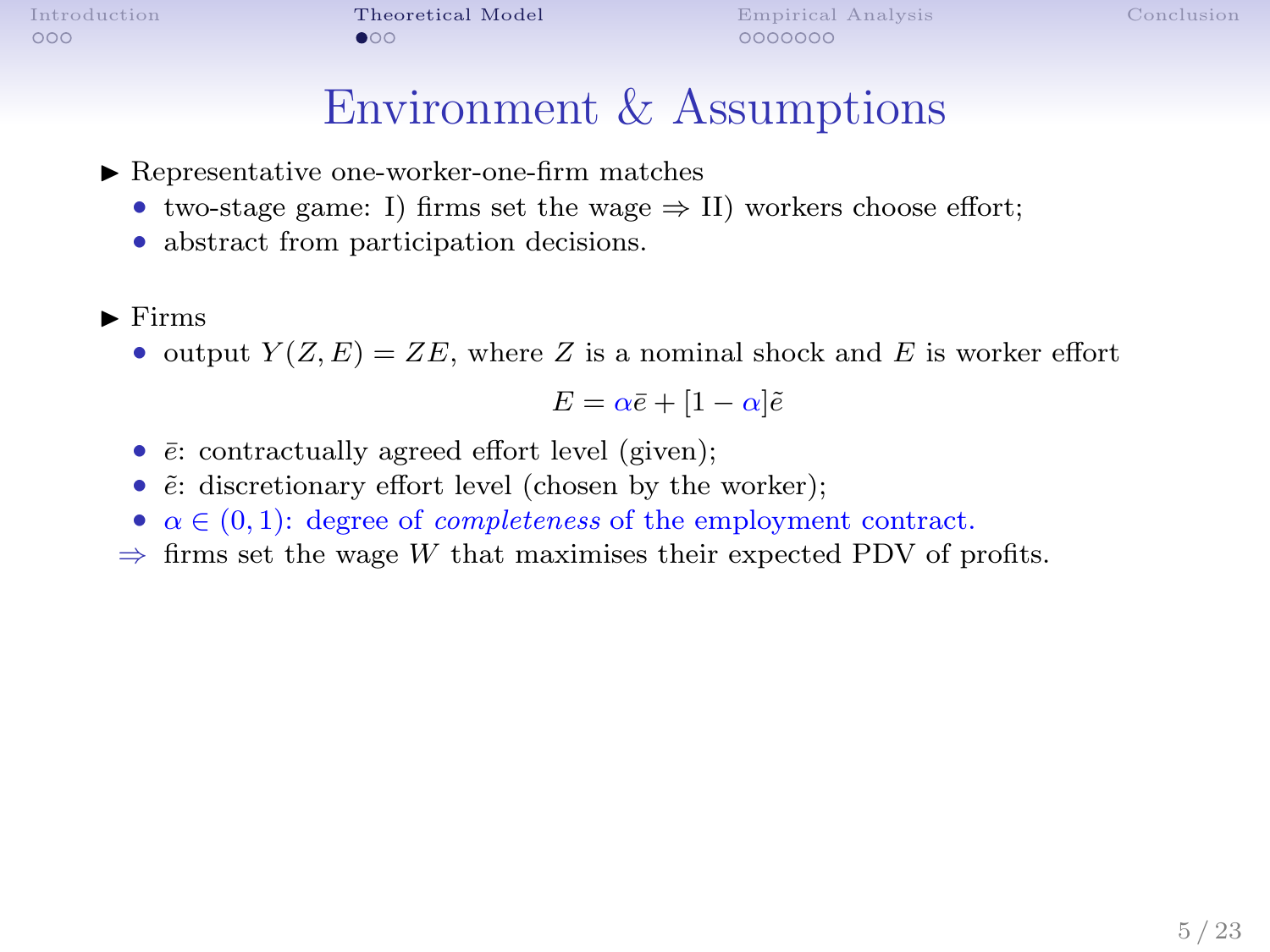# Environment & Assumptions

- Representative one-worker-one-firm matches
  - two-stage game: I) firms set the wage $\Rightarrow$ II) workers choose effort;
  - abstract from participation decisions.

- Firms
  - output $Y(Z, E) = ZE$, where $Z$ is a nominal shock and $E$ is worker effort

$$E = \alpha \bar{e} + [1 - \alpha] \tilde{e}$$

  - $\bar{e}$: contractually agreed effort level (given);
  - $\tilde{e}$: discretionary effort level (chosen by the worker);
  - $\alpha \in (0, 1)$: degree of *completeness* of the employment contract.

$\Rightarrow$ firms set the wage $W$ that maximises their expected PDV of profits.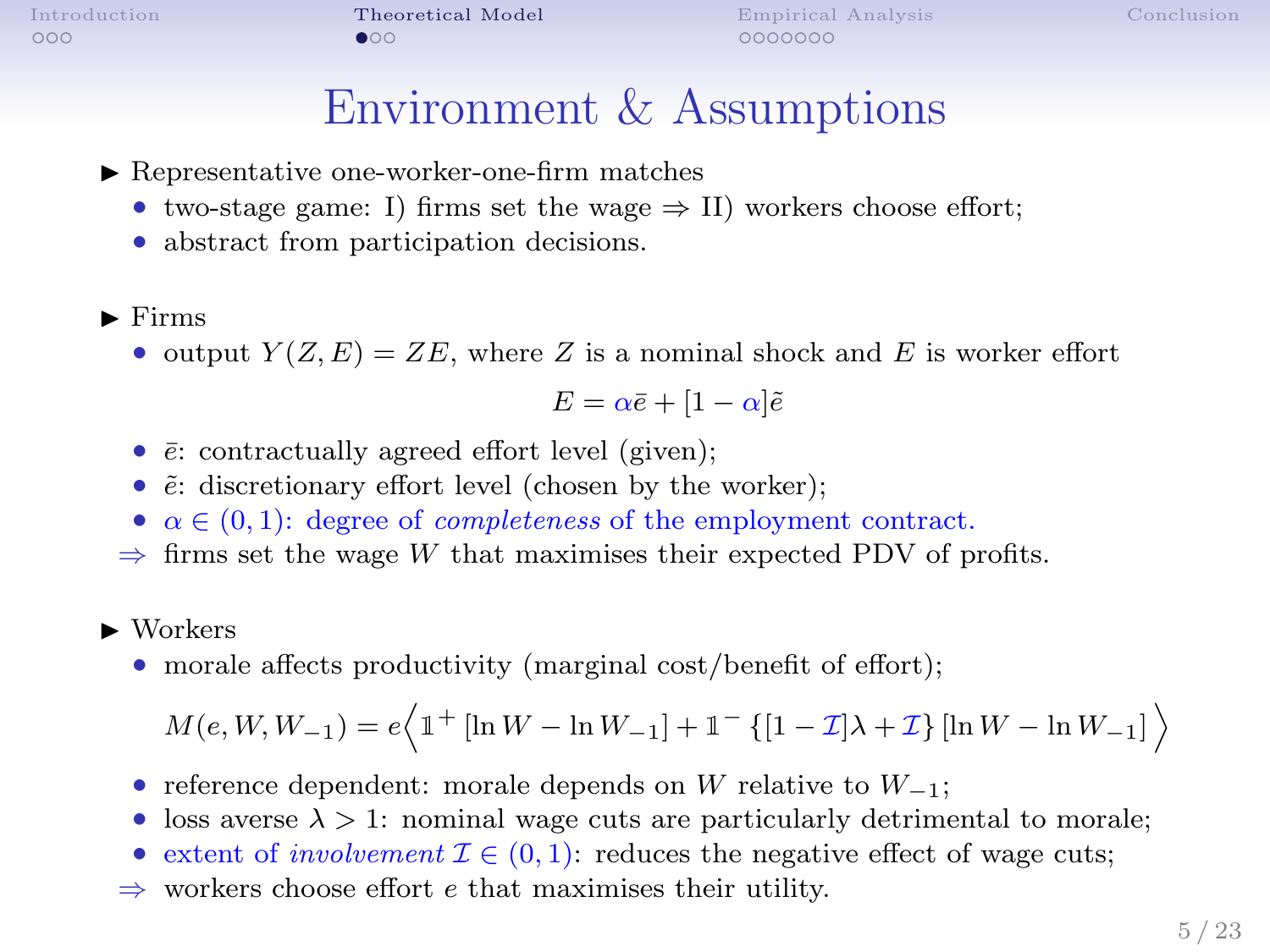# Environment & Assumptions

- Representative one-worker-one-firm matches
  - two-stage game: I) firms set the wage $\Rightarrow$ II) workers choose effort;
  - abstract from participation decisions.

- Firms
  - output $Y(Z, E) = ZE$, where $Z$ is a nominal shock and $E$ is worker effort

$$E = \alpha \bar{e} + [1 - \alpha] \tilde{e}$$

  - $\bar{e}$: contractually agreed effort level (given);
  - $\tilde{e}$: discretionary effort level (chosen by the worker);
  - $\alpha \in (0, 1)$: degree of *completeness* of the employment contract.
  
  $\Rightarrow$ firms set the wage $W$ that maximises their expected PDV of profits.

- Workers
  - morale affects productivity (marginal cost/benefit of effort);

$$M(e, W, W_{-1}) = e \Big\langle \mathbb{1}^{+} [\ln W - \ln W_{-1}] + \mathbb{1}^{-} \{[1 - \mathcal{I}]\lambda + \mathcal{I}\} [\ln W - \ln W_{-1}] \Big\rangle$$

  - reference dependent: morale depends on $W$ relative to $W_{-1}$;
  - loss averse $\lambda > 1$: nominal wage cuts are particularly detrimental to morale;
  - extent of *involvement* $\mathcal{I} \in (0, 1)$: reduces the negative effect of wage cuts;
  
  $\Rightarrow$ workers choose effort $e$ that maximises their utility.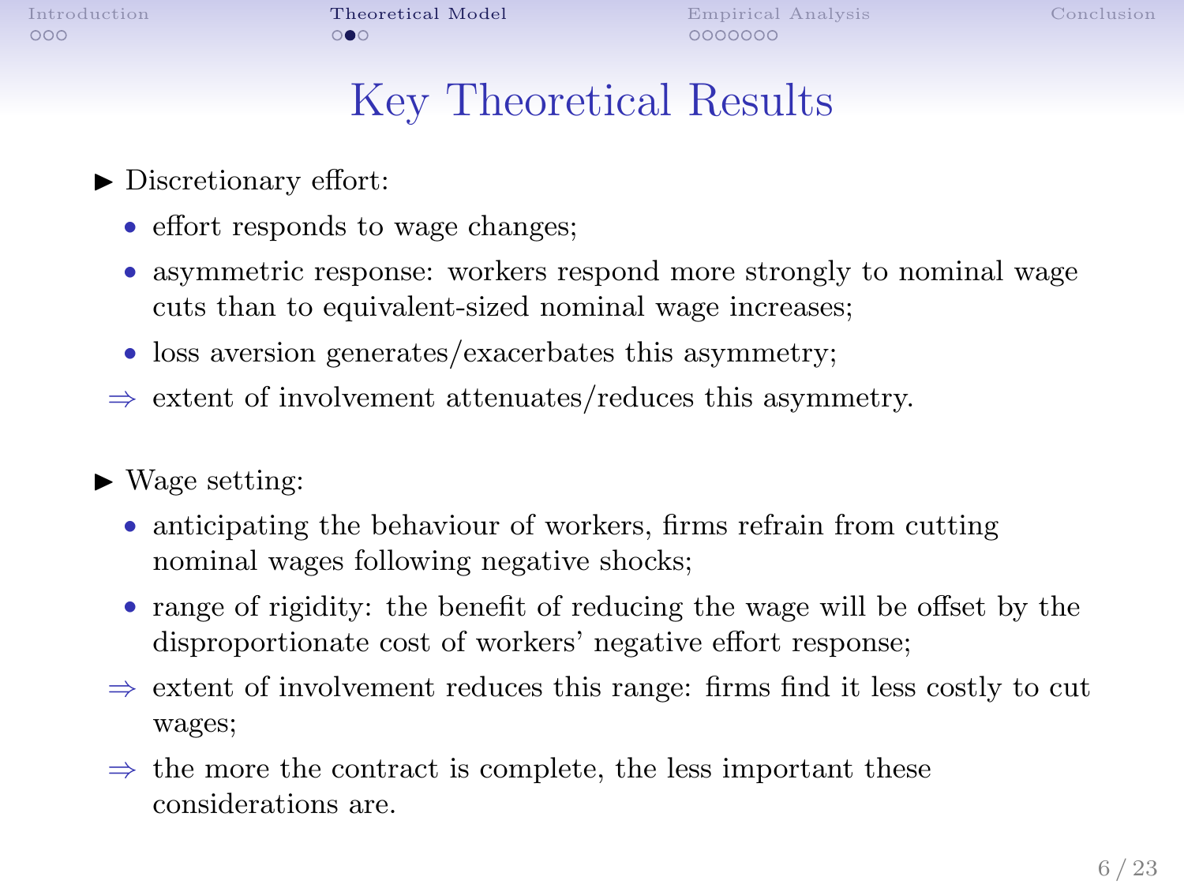# Key Theoretical Results

- Discretionary effort:
  - effort responds to wage changes;
  - asymmetric response: workers respond more strongly to nominal wage cuts than to equivalent-sized nominal wage increases;
  - loss aversion generates/exacerbates this asymmetry;

  $\Rightarrow$ extent of involvement attenuates/reduces this asymmetry.

- Wage setting:
  - anticipating the behaviour of workers, firms refrain from cutting nominal wages following negative shocks;
  - range of rigidity: the benefit of reducing the wage will be offset by the disproportionate cost of workers' negative effort response;

  $\Rightarrow$ extent of involvement reduces this range: firms find it less costly to cut wages;

  $\Rightarrow$ the more the contract is complete, the less important these considerations are.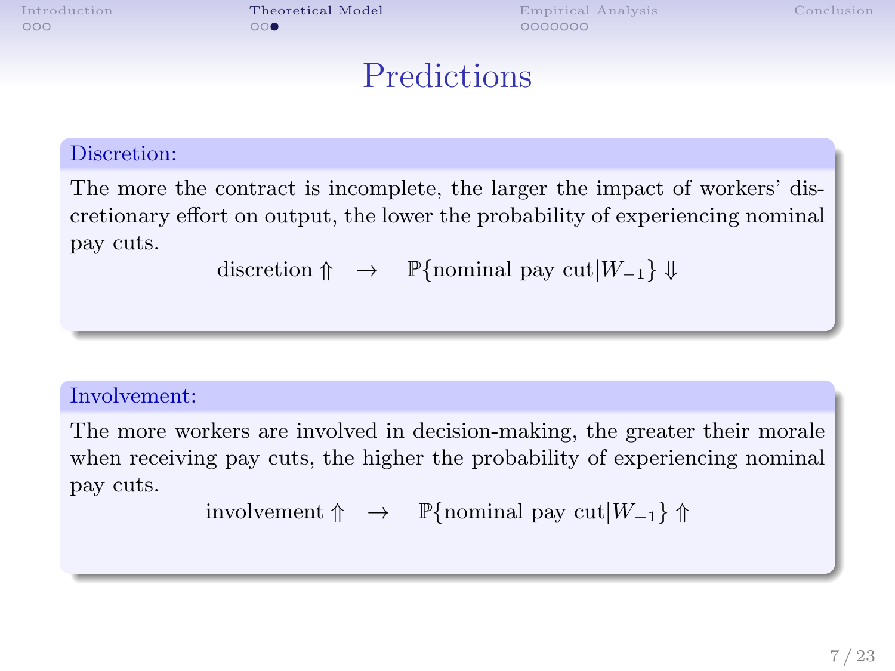# Predictions

**Discretion:**

The more the contract is incomplete, the larger the impact of workers' discretionary effort on output, the lower the probability of experiencing nominal pay cuts.

$$\text{discretion} \Uparrow \quad \rightarrow \quad \mathbb{P}\{\text{nominal pay cut}|W_{-1}\} \Downarrow$$

**Involvement:**

The more workers are involved in decision-making, the greater their morale when receiving pay cuts, the higher the probability of experiencing nominal pay cuts.

$$\text{involvement} \Uparrow \quad \rightarrow \quad \mathbb{P}\{\text{nominal pay cut}|W_{-1}\} \Uparrow$$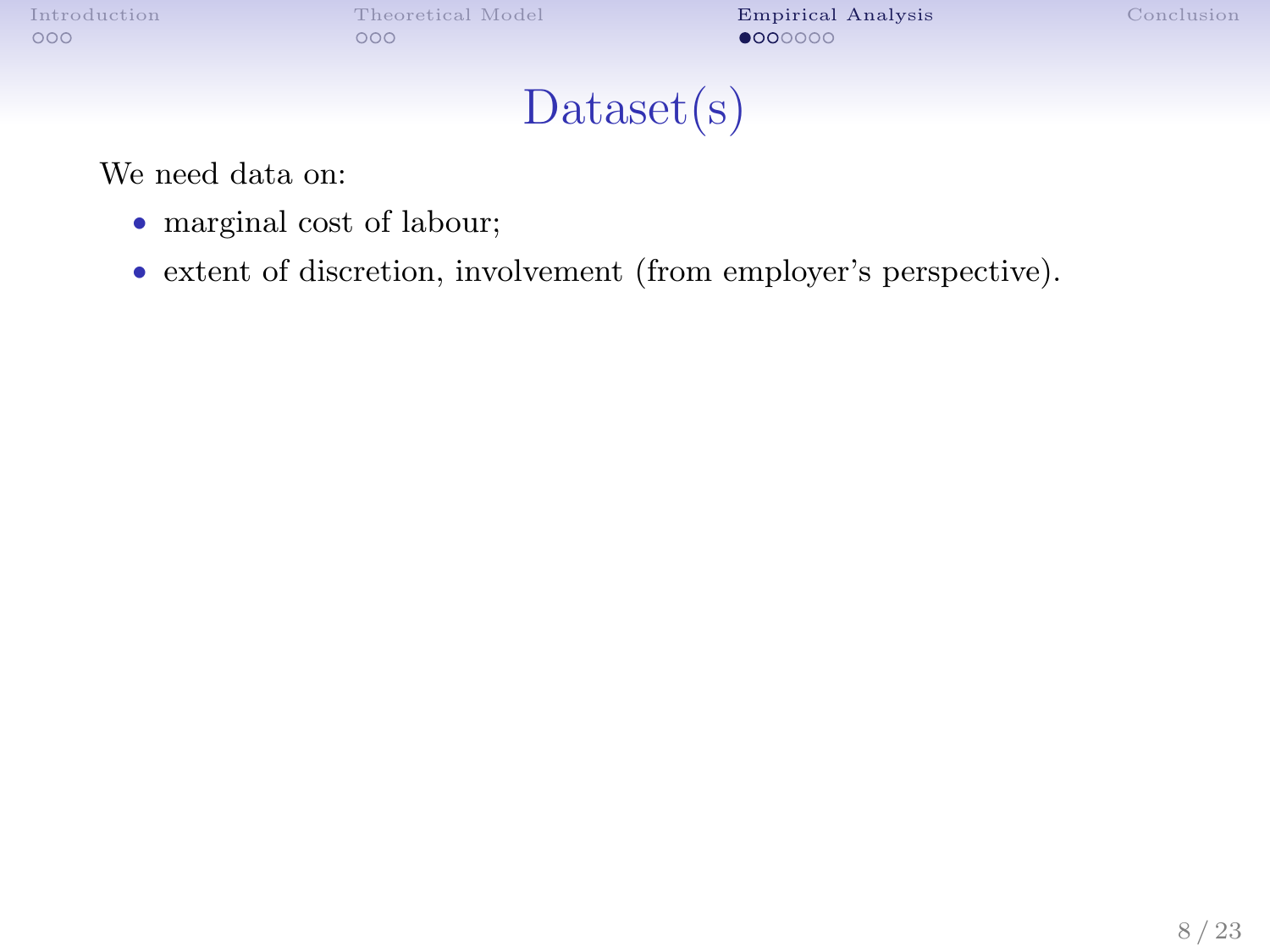# Dataset(s)

We need data on:

- marginal cost of labour;
- extent of discretion, involvement (from employer's perspective).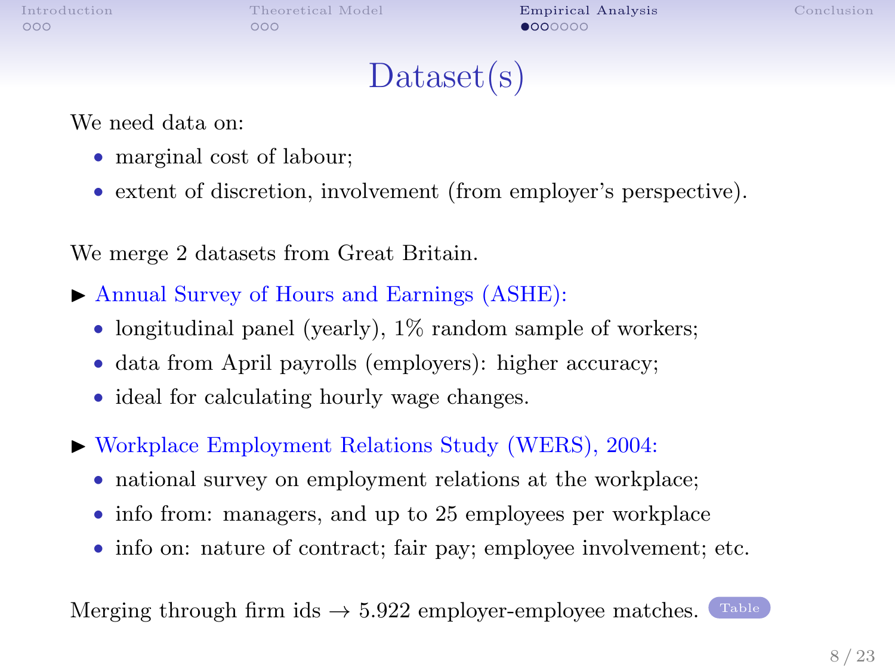# Dataset(s)

We need data on:

- marginal cost of labour;
- extent of discretion, involvement (from employer's perspective).

We merge 2 datasets from Great Britain.

- Annual Survey of Hours and Earnings (ASHE):
  - longitudinal panel (yearly), 1% random sample of workers;
  - data from April payrolls (employers): higher accuracy;
  - ideal for calculating hourly wage changes.
- Workplace Employment Relations Study (WERS), 2004:
  - national survey on employment relations at the workplace;
  - info from: managers, and up to 25 employees per workplace
  - info on: nature of contract; fair pay; employee involvement; etc.

Merging through firm ids → 5.922 employer-employee matches. Table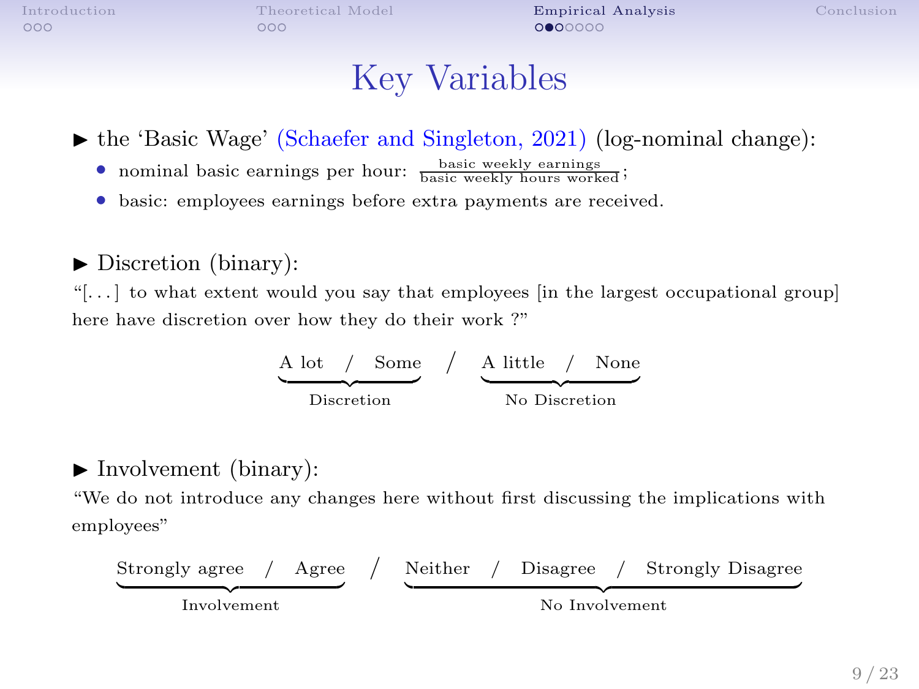# Key Variables

- the 'Basic Wage' (Schaefer and Singleton, 2021) (log-nominal change):
  - nominal basic earnings per hour: $\frac{\text{basic weekly earnings}}{\text{basic weekly hours worked}}$;
  - basic: employees earnings before extra payments are received.

- Discretion (binary):

"[...] to what extent would you say that employees [in the largest occupational group] here have discretion over how they do their work ?"

$$\underbrace{\text{A lot} \;\; / \;\; \text{Some}}_{\text{Discretion}} \;\; / \;\; \underbrace{\text{A little} \;\; / \;\; \text{None}}_{\text{No Discretion}}$$

- Involvement (binary):

"We do not introduce any changes here without first discussing the implications with employees"

$$\underbrace{\text{Strongly agree} \;\; / \;\; \text{Agree}}_{\text{Involvement}} \;\; / \;\; \underbrace{\text{Neither} \;\; / \;\; \text{Disagree} \;\; / \;\; \text{Strongly Disagree}}_{\text{No Involvement}}$$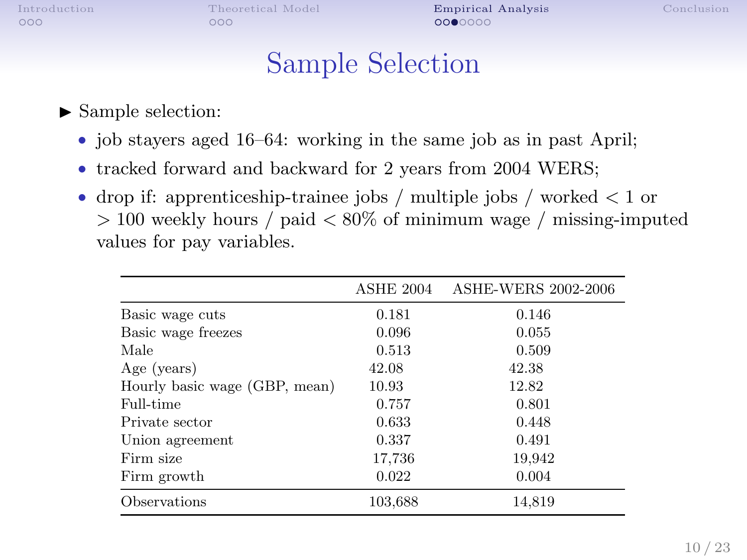# Sample Selection

- Sample selection:
  - job stayers aged 16–64: working in the same job as in past April;
  - tracked forward and backward for 2 years from 2004 WERS;
  - drop if: apprenticeship-trainee jobs / multiple jobs / worked $< 1$ or $> 100$ weekly hours / paid $< 80\%$ of minimum wage / missing-imputed values for pay variables.

| | ASHE 2004 | ASHE-WERS 2002-2006 |
|---|---|---|
| Basic wage cuts | 0.181 | 0.146 |
| Basic wage freezes | 0.096 | 0.055 |
| Male | 0.513 | 0.509 |
| Age (years) | 42.08 | 42.38 |
| Hourly basic wage (GBP, mean) | 10.93 | 12.82 |
| Full-time | 0.757 | 0.801 |
| Private sector | 0.633 | 0.448 |
| Union agreement | 0.337 | 0.491 |
| Firm size | 17,736 | 19,942 |
| Firm growth | 0.022 | 0.004 |
| Observations | 103,688 | 14,819 |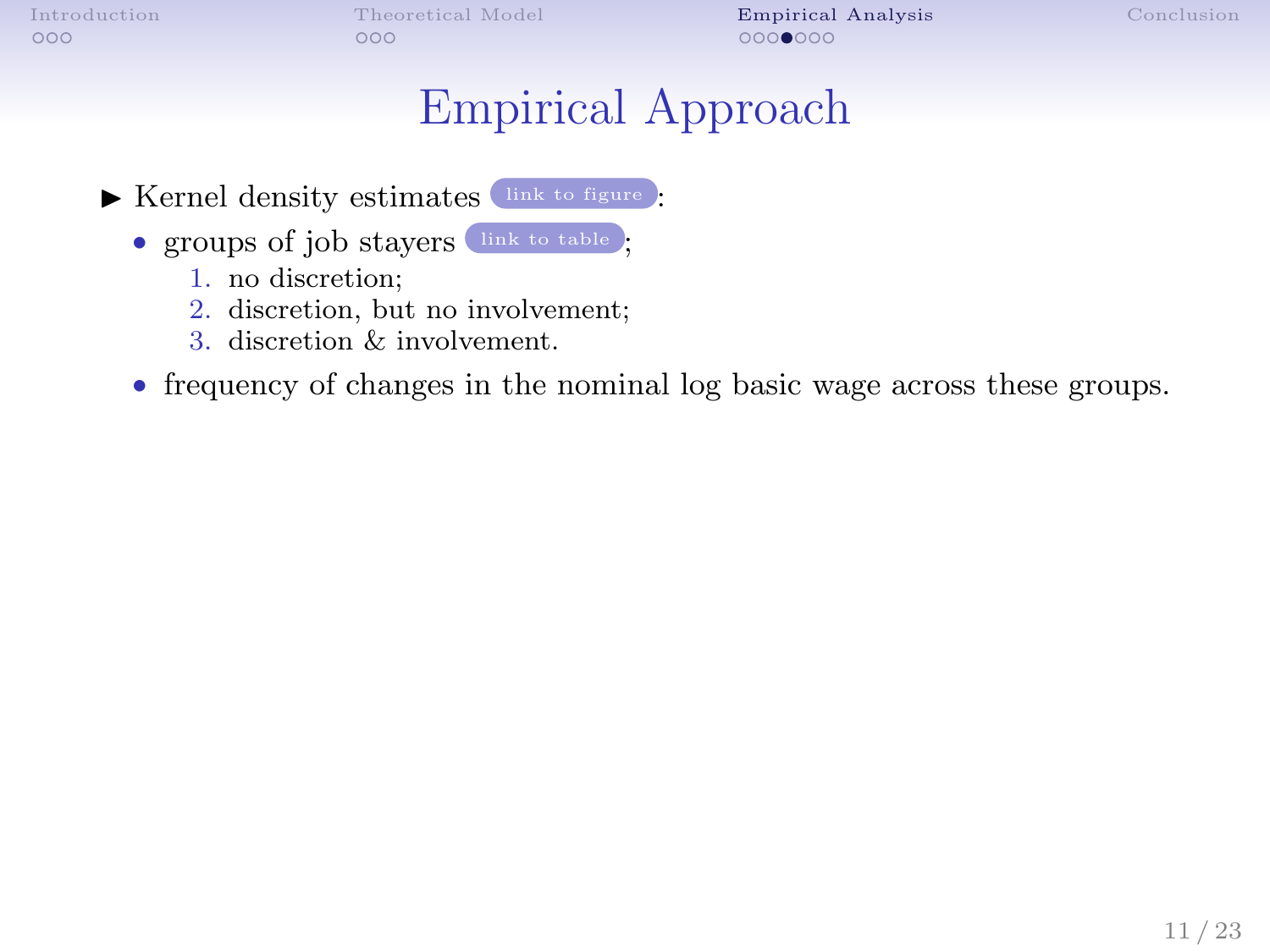# Empirical Approach

- Kernel density estimates link to figure:
  - groups of job stayers link to table;
    1. no discretion;
    2. discretion, but no involvement;
    3. discretion & involvement.
  - frequency of changes in the nominal log basic wage across these groups.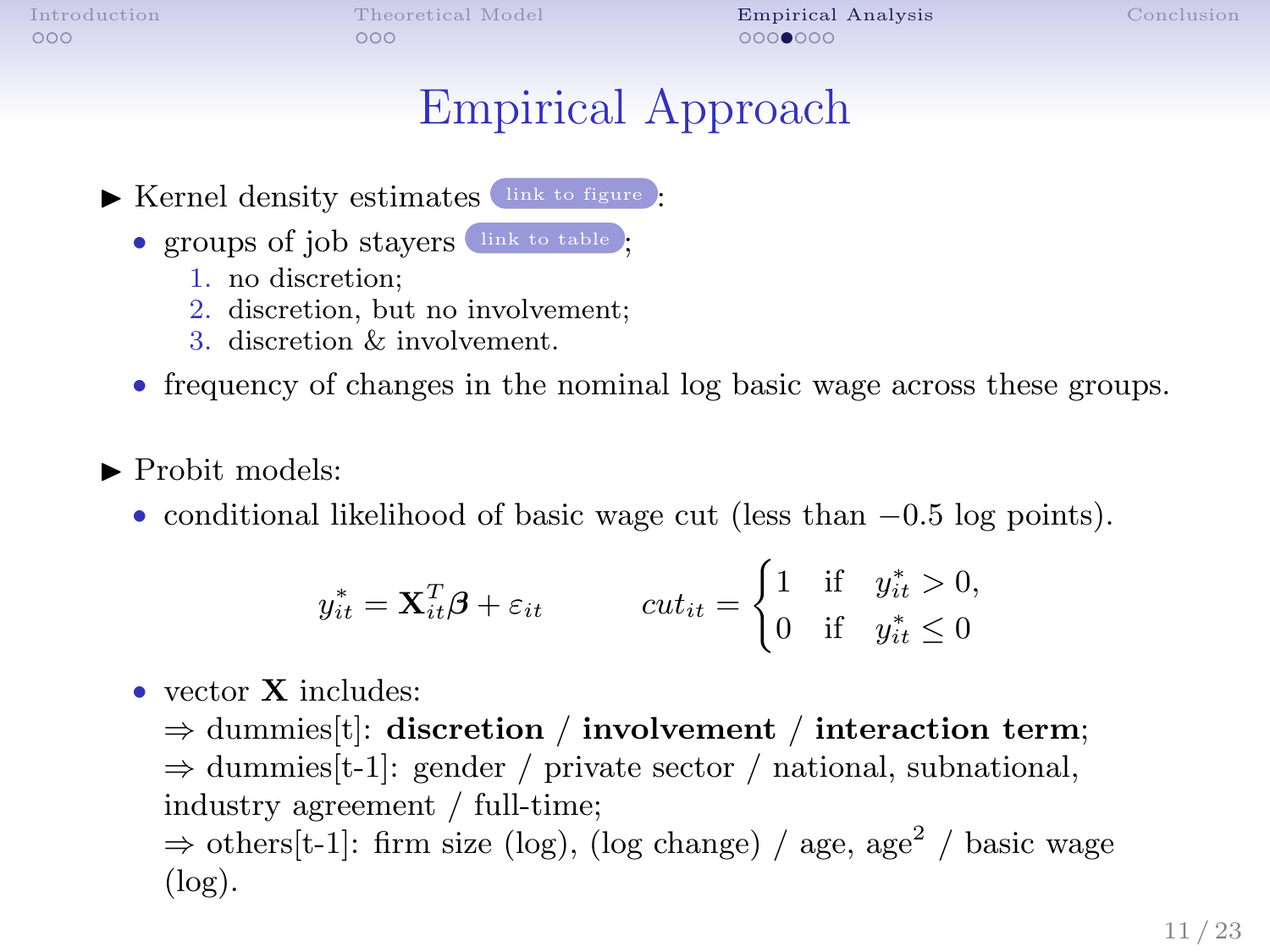# Empirical Approach

- Kernel density estimates link to figure:
  - groups of job stayers link to table;
    1. no discretion;
    2. discretion, but no involvement;
    3. discretion & involvement.
  - frequency of changes in the nominal log basic wage across these groups.

- Probit models:
  - conditional likelihood of basic wage cut (less than $-0.5$ log points).

$$y^*_{it} = \mathbf{X}^T_{it}\boldsymbol{\beta} + \varepsilon_{it} \qquad cut_{it} = \begin{cases} 1 & \text{if} \quad y^*_{it} > 0, \\ 0 & \text{if} \quad y^*_{it} \leq 0 \end{cases}$$

  - vector $\mathbf{X}$ includes:
    ⇒ dummies[t]: **discretion** / **involvement** / **interaction term**;
    ⇒ dummies[t-1]: gender / private sector / national, subnational, industry agreement / full-time;
    ⇒ others[t-1]: firm size (log), (log change) / age, age$^2$ / basic wage (log).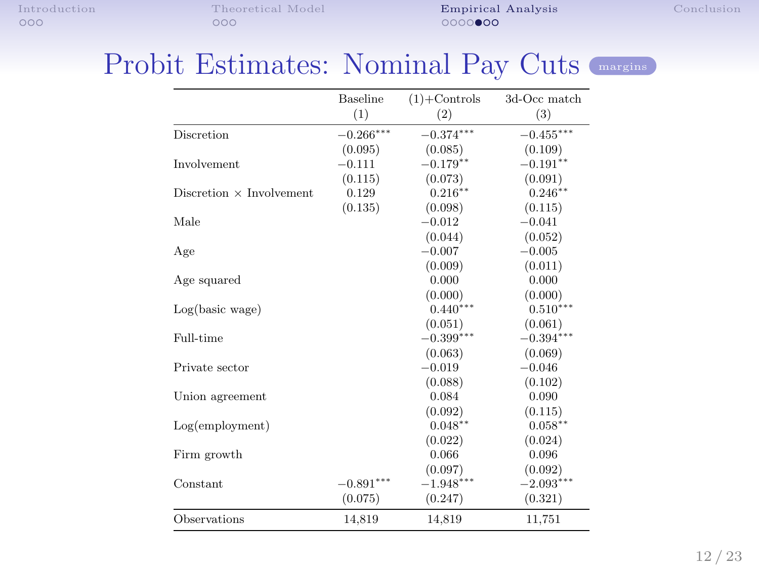# Probit Estimates: Nominal Pay Cuts

margins

| | Baseline (1) | (1)+Controls (2) | 3d-Occ match (3) |
|---|---|---|---|
| Discretion | $-0.266^{***}$ | $-0.374^{***}$ | $-0.455^{***}$ |
| | (0.095) | (0.085) | (0.109) |
| Involvement | $-0.111$ | $-0.179^{**}$ | $-0.191^{**}$ |
| | (0.115) | (0.073) | (0.091) |
| Discretion $\times$ Involvement | 0.129 | $0.216^{**}$ | $0.246^{**}$ |
| | (0.135) | (0.098) | (0.115) |
| Male | | $-0.012$ | $-0.041$ |
| | | (0.044) | (0.052) |
| Age | | $-0.007$ | $-0.005$ |
| | | (0.009) | (0.011) |
| Age squared | | 0.000 | 0.000 |
| | | (0.000) | (0.000) |
| Log(basic wage) | | $0.440^{***}$ | $0.510^{***}$ |
| | | (0.051) | (0.061) |
| Full-time | | $-0.399^{***}$ | $-0.394^{***}$ |
| | | (0.063) | (0.069) |
| Private sector | | $-0.019$ | $-0.046$ |
| | | (0.088) | (0.102) |
| Union agreement | | 0.084 | 0.090 |
| | | (0.092) | (0.115) |
| Log(employment) | | $0.048^{**}$ | $0.058^{**}$ |
| | | (0.022) | (0.024) |
| Firm growth | | 0.066 | 0.096 |
| | | (0.097) | (0.092) |
| Constant | $-0.891^{***}$ | $-1.948^{***}$ | $-2.093^{***}$ |
| | (0.075) | (0.247) | (0.321) |
| Observations | 14,819 | 14,819 | 11,751 |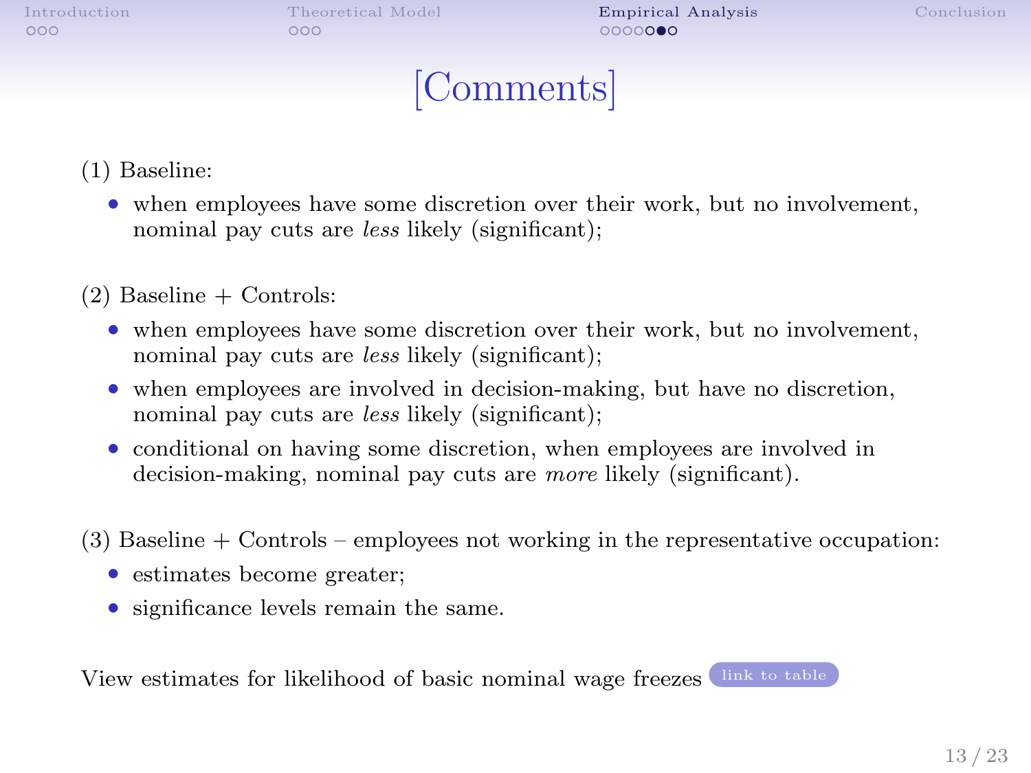# [Comments]

(1) Baseline:

- when employees have some discretion over their work, but no involvement, nominal pay cuts are *less* likely (significant);

(2) Baseline + Controls:

- when employees have some discretion over their work, but no involvement, nominal pay cuts are *less* likely (significant);
- when employees are involved in decision-making, but have no discretion, nominal pay cuts are *less* likely (significant);
- conditional on having some discretion, when employees are involved in decision-making, nominal pay cuts are *more* likely (significant).

(3) Baseline + Controls – employees not working in the representative occupation:

- estimates become greater;
- significance levels remain the same.

View estimates for likelihood of basic nominal wage freezes link to table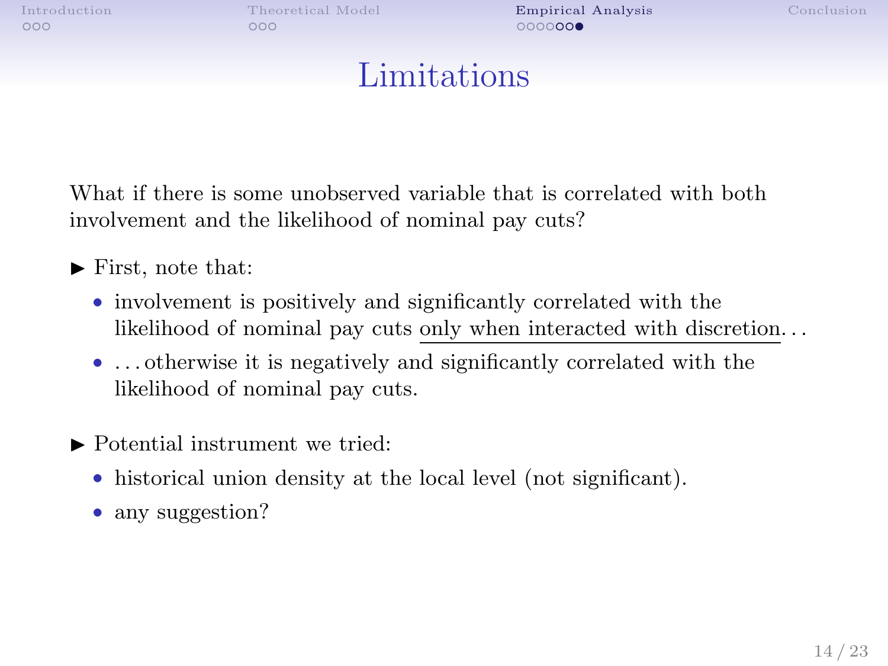# Limitations

What if there is some unobserved variable that is correlated with both involvement and the likelihood of nominal pay cuts?

- First, note that:
  - involvement is positively and significantly correlated with the likelihood of nominal pay cuts <u>only when interacted with discretion</u>...
  - ...otherwise it is negatively and significantly correlated with the likelihood of nominal pay cuts.
- Potential instrument we tried:
  - historical union density at the local level (not significant).
  - any suggestion?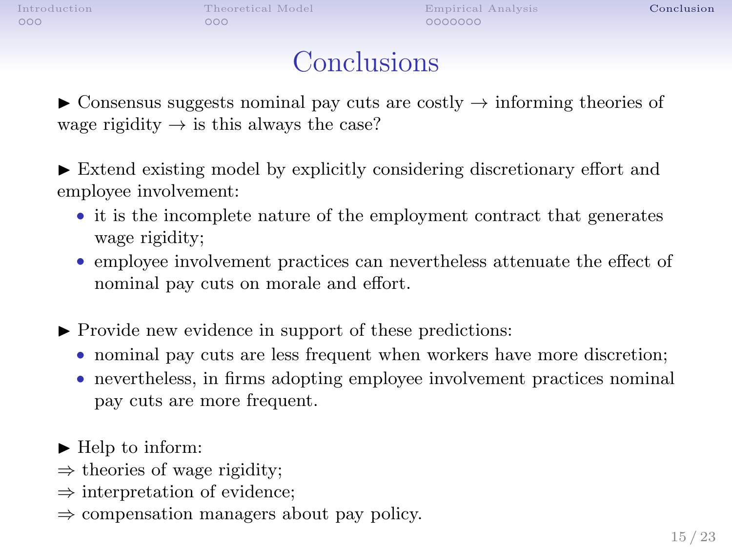# Conclusions

▶ Consensus suggests nominal pay cuts are costly → informing theories of wage rigidity → is this always the case?

▶ Extend existing model by explicitly considering discretionary effort and employee involvement:

- it is the incomplete nature of the employment contract that generates wage rigidity;
- employee involvement practices can nevertheless attenuate the effect of nominal pay cuts on morale and effort.

▶ Provide new evidence in support of these predictions:

- nominal pay cuts are less frequent when workers have more discretion;
- nevertheless, in firms adopting employee involvement practices nominal pay cuts are more frequent.

▶ Help to inform:

⇒ theories of wage rigidity;

⇒ interpretation of evidence;

⇒ compensation managers about pay policy.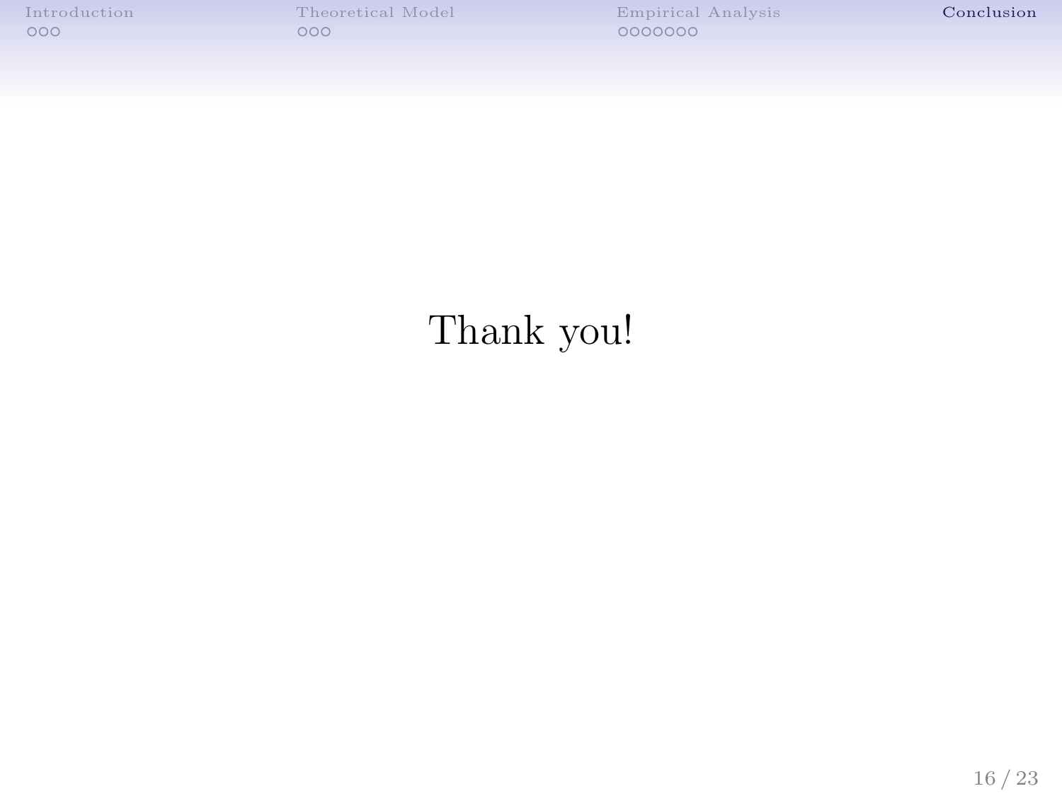Thank you!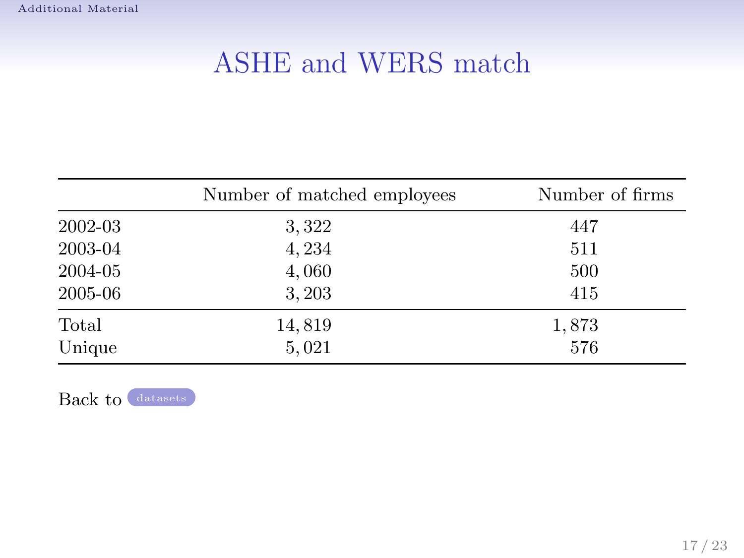# ASHE and WERS match

| | Number of matched employees | Number of firms |
|---|---|---|
| 2002-03 | 3,322 | 447 |
| 2003-04 | 4,234 | 511 |
| 2004-05 | 4,060 | 500 |
| 2005-06 | 3,203 | 415 |
| Total | 14,819 | 1,873 |
| Unique | 5,021 | 576 |

Back to datasets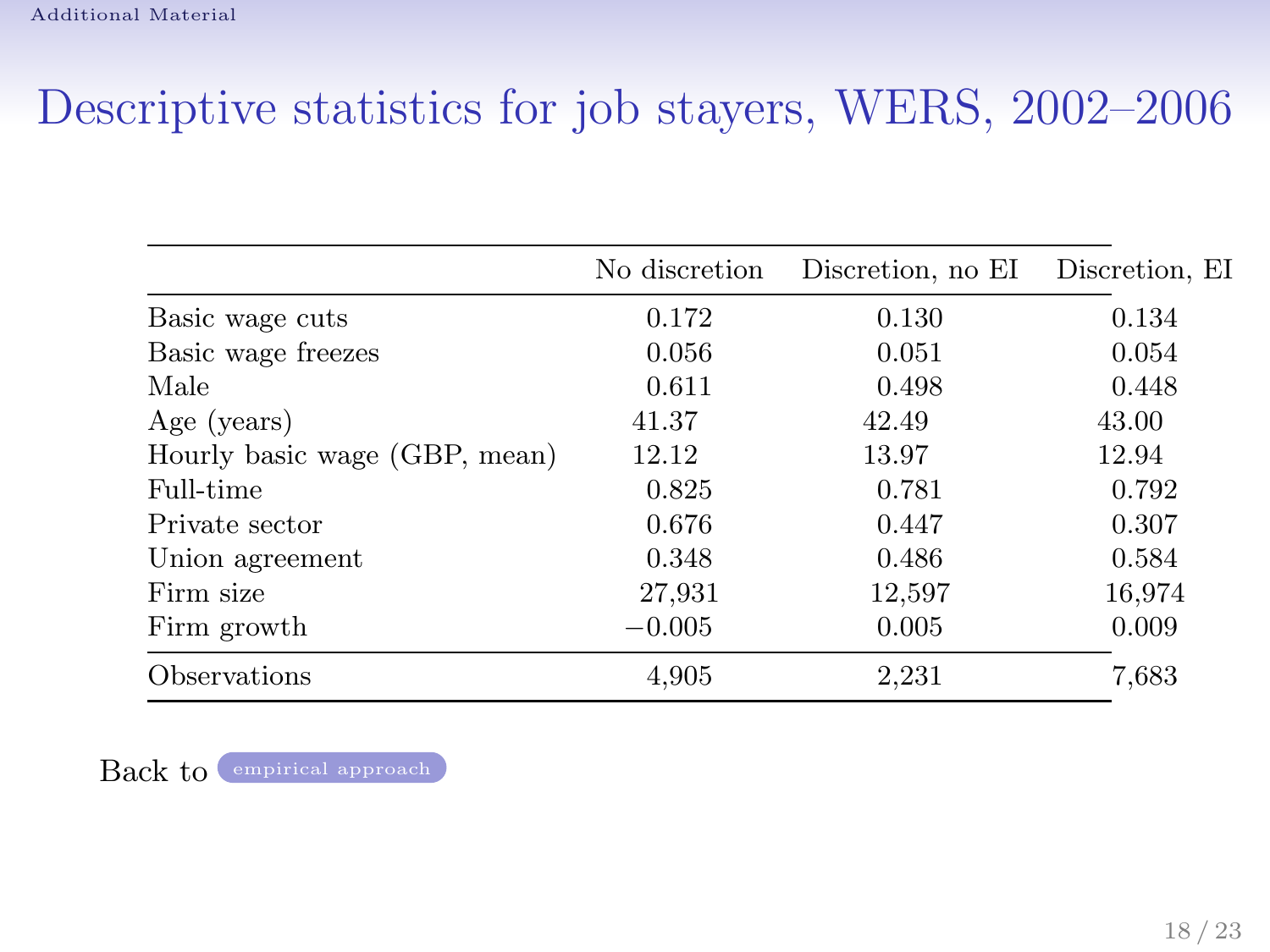# Descriptive statistics for job stayers, WERS, 2002–2006

| | No discretion | Discretion, no EI | Discretion, EI |
|---|---|---|---|
| Basic wage cuts | 0.172 | 0.130 | 0.134 |
| Basic wage freezes | 0.056 | 0.051 | 0.054 |
| Male | 0.611 | 0.498 | 0.448 |
| Age (years) | 41.37 | 42.49 | 43.00 |
| Hourly basic wage (GBP, mean) | 12.12 | 13.97 | 12.94 |
| Full-time | 0.825 | 0.781 | 0.792 |
| Private sector | 0.676 | 0.447 | 0.307 |
| Union agreement | 0.348 | 0.486 | 0.584 |
| Firm size | 27,931 | 12,597 | 16,974 |
| Firm growth | −0.005 | 0.005 | 0.009 |
| Observations | 4,905 | 2,231 | 7,683 |

Back to empirical approach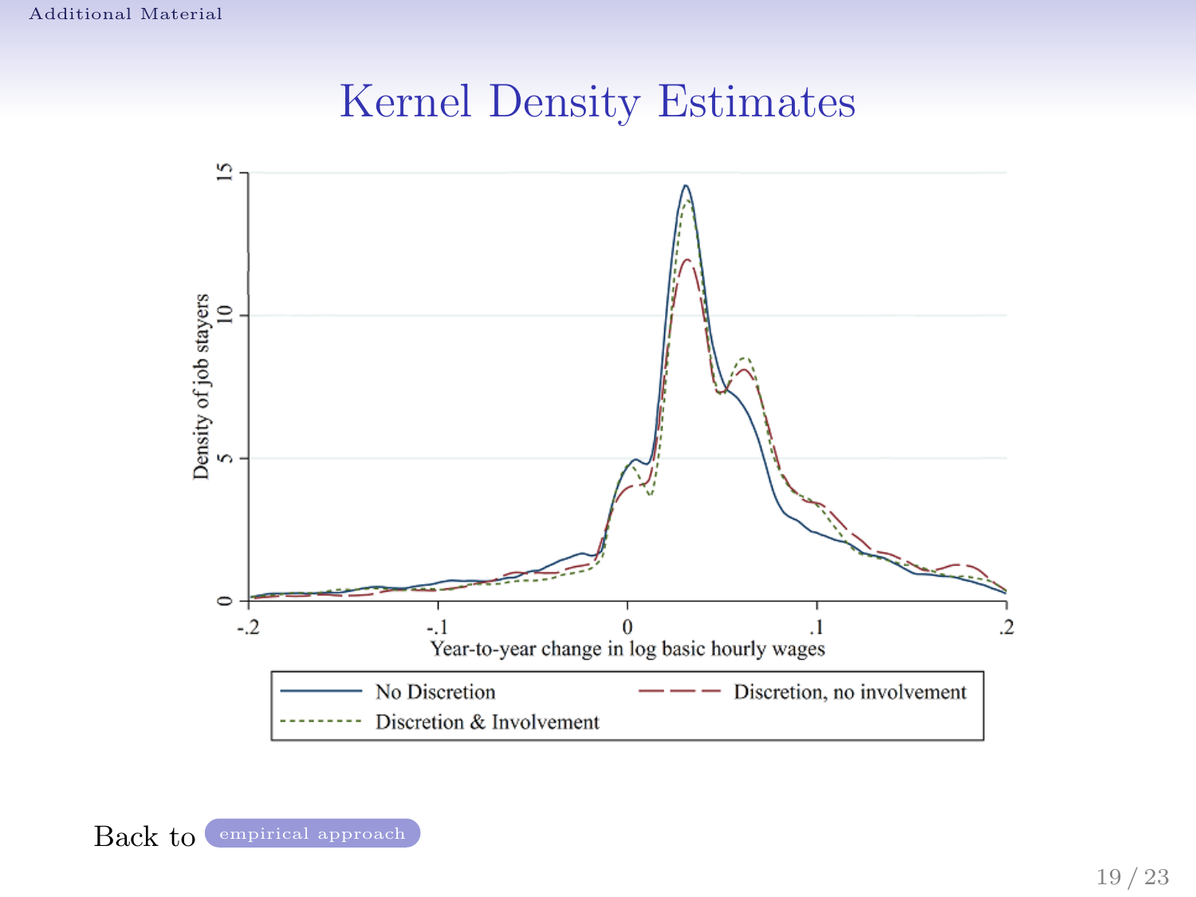# Kernel Density Estimates

Density of job stayers

Year-to-year change in log basic hourly wages

No Discretion — Discretion, no involvement — Discretion & Involvement

Back to empirical approach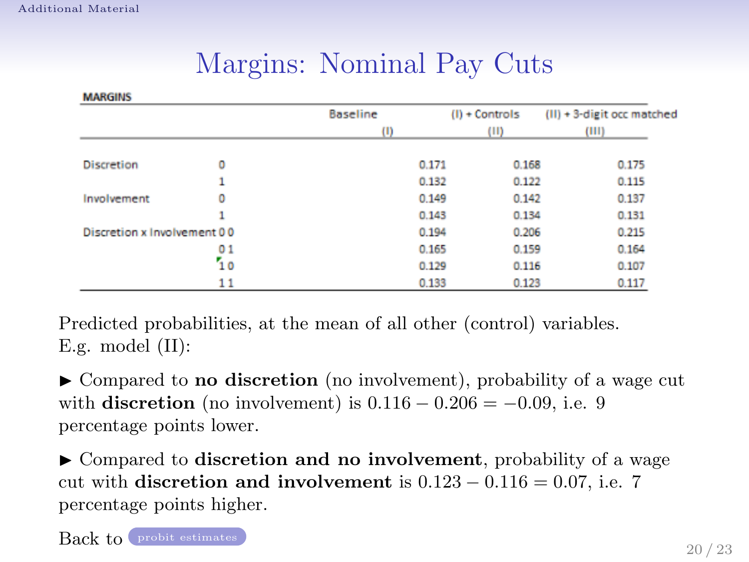# Margins: Nominal Pay Cuts

| MARGINS | | Baseline (I) | (I) + Controls (II) | (II) + 3-digit occ matched (III) |
|---|---|---|---|---|
| Discretion | 0 | 0.171 | 0.168 | 0.175 |
| | 1 | 0.132 | 0.122 | 0.115 |
| Involvement | 0 | 0.149 | 0.142 | 0.137 |
| | 1 | 0.143 | 0.134 | 0.131 |
| Discretion x Involvement | 0 0 | 0.194 | 0.206 | 0.215 |
| | 0 1 | 0.165 | 0.159 | 0.164 |
| | 1 0 | 0.129 | 0.116 | 0.107 |
| | 1 1 | 0.133 | 0.123 | 0.117 |

Predicted probabilities, at the mean of all other (control) variables. E.g. model (II):

- Compared to **no discretion** (no involvement), probability of a wage cut with **discretion** (no involvement) is $0.116 - 0.206 = -0.09$, i.e. 9 percentage points lower.

- Compared to **discretion and no involvement**, probability of a wage cut with **discretion and involvement** is $0.123 - 0.116 = 0.07$, i.e. 7 percentage points higher.

Back to probit estimates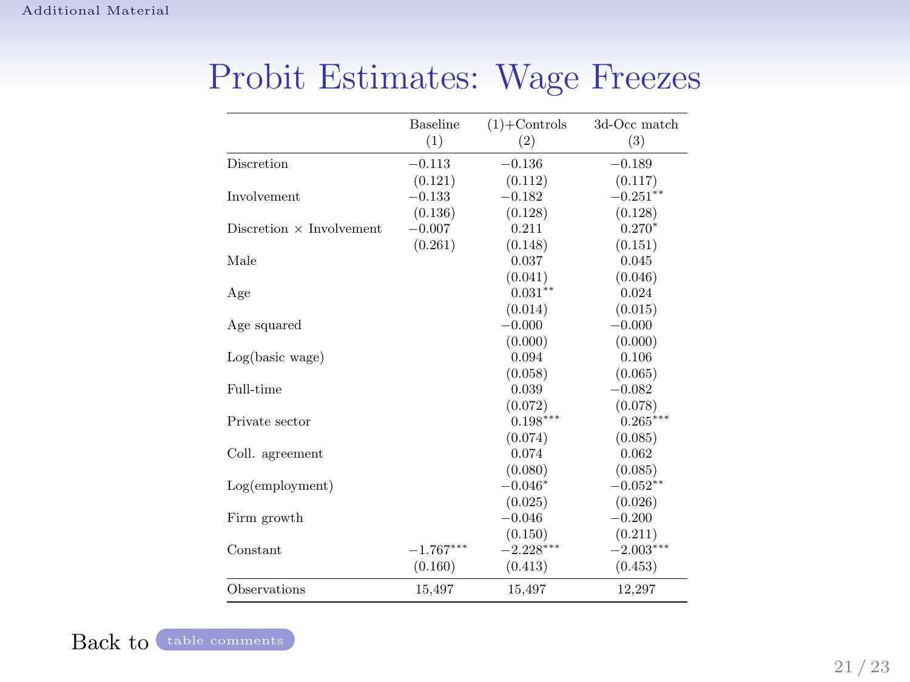# Probit Estimates: Wage Freezes

| | Baseline (1) | (1)+Controls (2) | 3d-Occ match (3) |
|---|---|---|---|
| Discretion | −0.113 | −0.136 | −0.189 |
| | (0.121) | (0.112) | (0.117) |
| Involvement | −0.133 | −0.182 | −0.251** |
| | (0.136) | (0.128) | (0.128) |
| Discretion × Involvement | −0.007 | 0.211 | 0.270* |
| | (0.261) | (0.148) | (0.151) |
| Male | | 0.037 | 0.045 |
| | | (0.041) | (0.046) |
| Age | | 0.031** | 0.024 |
| | | (0.014) | (0.015) |
| Age squared | | −0.000 | −0.000 |
| | | (0.000) | (0.000) |
| Log(basic wage) | | 0.094 | 0.106 |
| | | (0.058) | (0.065) |
| Full-time | | 0.039 | −0.082 |
| | | (0.072) | (0.078) |
| Private sector | | 0.198*** | 0.265*** |
| | | (0.074) | (0.085) |
| Coll. agreement | | 0.074 | 0.062 |
| | | (0.080) | (0.085) |
| Log(employment) | | −0.046* | −0.052** |
| | | (0.025) | (0.026) |
| Firm growth | | −0.046 | −0.200 |
| | | (0.150) | (0.211) |
| Constant | −1.767*** | −2.228*** | −2.003*** |
| | (0.160) | (0.413) | (0.453) |
| Observations | 15,497 | 15,497 | 12,297 |

Back to table comments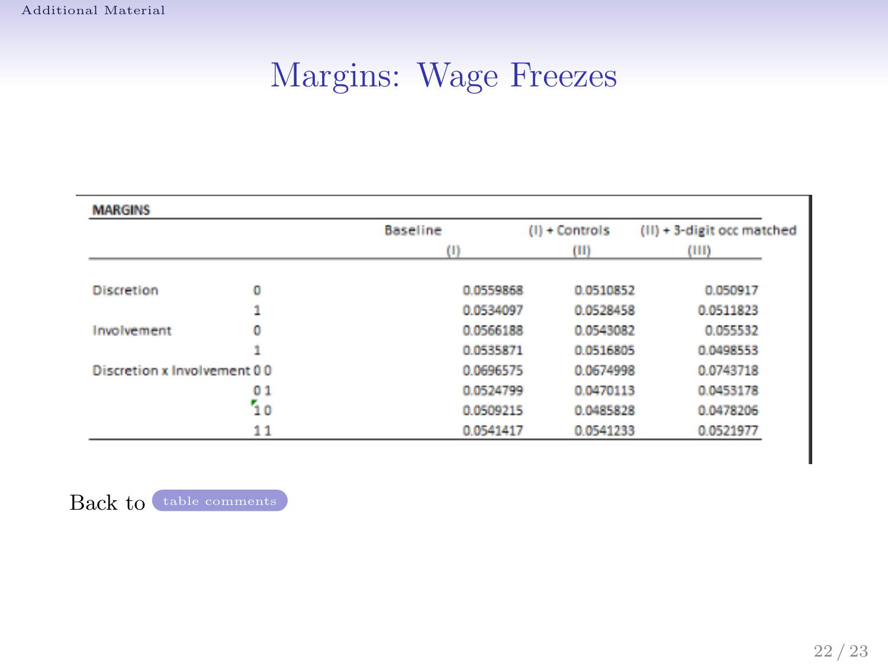# Margins: Wage Freezes

**MARGINS**

| | | Baseline (I) | (I) + Controls (II) | (II) + 3-digit occ matched (III) |
|---|---|---|---|---|
| Discretion | 0 | 0.0559868 | 0.0510852 | 0.050917 |
| | 1 | 0.0534097 | 0.0528458 | 0.0511823 |
| Involvement | 0 | 0.0566188 | 0.0543082 | 0.055532 |
| | 1 | 0.0535871 | 0.0516805 | 0.0498553 |
| Discretion x Involvement | 0 0 | 0.0696575 | 0.0674998 | 0.0743718 |
| | 0 1 | 0.0524799 | 0.0470113 | 0.0453178 |
| | 1 0 | 0.0509215 | 0.0485828 | 0.0478206 |
| | 1 1 | 0.0541417 | 0.0541233 | 0.0521977 |

Back to table comments